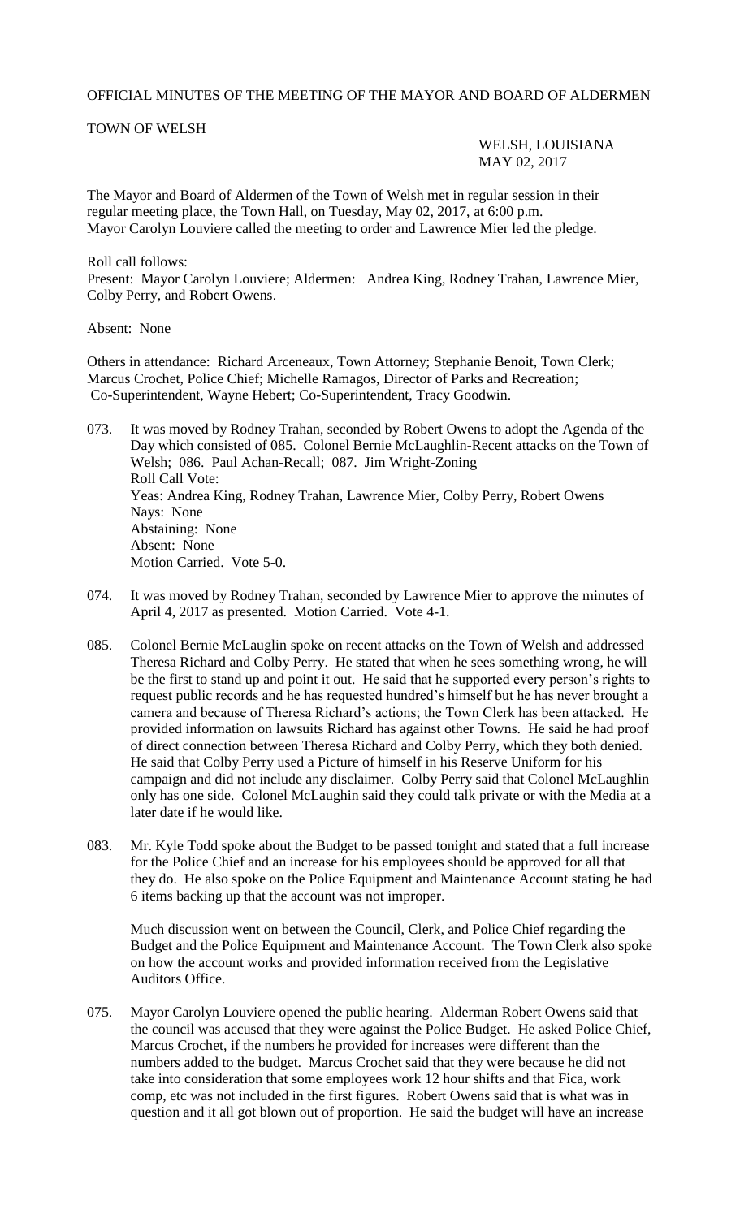OFFICIAL MINUTES OF THE MEETING OF THE MAYOR AND BOARD OF ALDERMEN

TOWN OF WELSH

WELSH, LOUISIANA
MAY 02, 2017

The Mayor and Board of Aldermen of the Town of Welsh met in regular session in their regular meeting place, the Town Hall, on Tuesday, May 02, 2017, at 6:00 p.m.
Mayor Carolyn Louviere called the meeting to order and Lawrence Mier led the pledge.

Roll call follows:
Present: Mayor Carolyn Louviere; Aldermen: Andrea King, Rodney Trahan, Lawrence Mier, Colby Perry, and Robert Owens.

Absent: None

Others in attendance: Richard Arceneaux, Town Attorney; Stephanie Benoit, Town Clerk; Marcus Crochet, Police Chief; Michelle Ramagos, Director of Parks and Recreation; Co-Superintendent, Wayne Hebert; Co-Superintendent, Tracy Goodwin.

073. It was moved by Rodney Trahan, seconded by Robert Owens to adopt the Agenda of the Day which consisted of 085. Colonel Bernie McLaughlin-Recent attacks on the Town of Welsh; 086. Paul Achan-Recall; 087. Jim Wright-Zoning
Roll Call Vote:
Yeas: Andrea King, Rodney Trahan, Lawrence Mier, Colby Perry, Robert Owens
Nays: None
Abstaining: None
Absent: None
Motion Carried. Vote 5-0.

074. It was moved by Rodney Trahan, seconded by Lawrence Mier to approve the minutes of April 4, 2017 as presented. Motion Carried. Vote 4-1.

085. Colonel Bernie McLauglin spoke on recent attacks on the Town of Welsh and addressed Theresa Richard and Colby Perry. He stated that when he sees something wrong, he will be the first to stand up and point it out. He said that he supported every person's rights to request public records and he has requested hundred's himself but he has never brought a camera and because of Theresa Richard's actions; the Town Clerk has been attacked. He provided information on lawsuits Richard has against other Towns. He said he had proof of direct connection between Theresa Richard and Colby Perry, which they both denied. He said that Colby Perry used a Picture of himself in his Reserve Uniform for his campaign and did not include any disclaimer. Colby Perry said that Colonel McLaughlin only has one side. Colonel McLaughin said they could talk private or with the Media at a later date if he would like.

083. Mr. Kyle Todd spoke about the Budget to be passed tonight and stated that a full increase for the Police Chief and an increase for his employees should be approved for all that they do. He also spoke on the Police Equipment and Maintenance Account stating he had 6 items backing up that the account was not improper.

Much discussion went on between the Council, Clerk, and Police Chief regarding the Budget and the Police Equipment and Maintenance Account. The Town Clerk also spoke on how the account works and provided information received from the Legislative Auditors Office.

075. Mayor Carolyn Louviere opened the public hearing. Alderman Robert Owens said that the council was accused that they were against the Police Budget. He asked Police Chief, Marcus Crochet, if the numbers he provided for increases were different than the numbers added to the budget. Marcus Crochet said that they were because he did not take into consideration that some employees work 12 hour shifts and that Fica, work comp, etc was not included in the first figures. Robert Owens said that is what was in question and it all got blown out of proportion. He said the budget will have an increase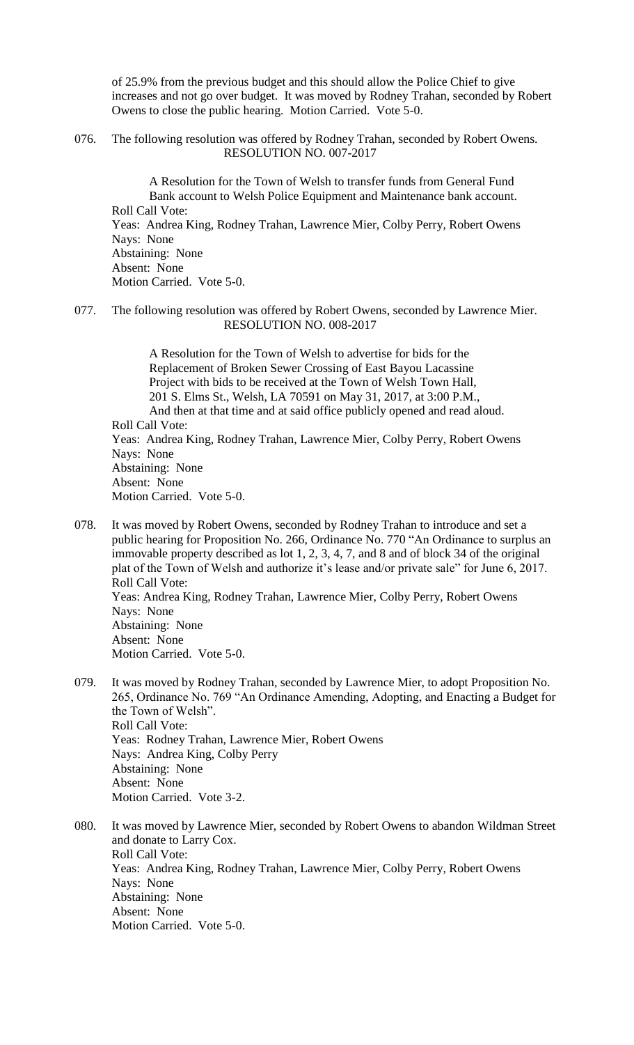of 25.9% from the previous budget and this should allow the Police Chief to give increases and not go over budget. It was moved by Rodney Trahan, seconded by Robert Owens to close the public hearing. Motion Carried. Vote 5-0.

076. The following resolution was offered by Rodney Trahan, seconded by Robert Owens.

RESOLUTION NO. 007-2017

A Resolution for the Town of Welsh to transfer funds from General Fund Bank account to Welsh Police Equipment and Maintenance bank account.

Roll Call Vote:
Yeas: Andrea King, Rodney Trahan, Lawrence Mier, Colby Perry, Robert Owens
Nays: None
Abstaining: None
Absent: None
Motion Carried. Vote 5-0.

077. The following resolution was offered by Robert Owens, seconded by Lawrence Mier.

RESOLUTION NO. 008-2017

A Resolution for the Town of Welsh to advertise for bids for the Replacement of Broken Sewer Crossing of East Bayou Lacassine Project with bids to be received at the Town of Welsh Town Hall, 201 S. Elms St., Welsh, LA 70591 on May 31, 2017, at 3:00 P.M., And then at that time and at said office publicly opened and read aloud.

Roll Call Vote:
Yeas: Andrea King, Rodney Trahan, Lawrence Mier, Colby Perry, Robert Owens
Nays: None
Abstaining: None
Absent: None
Motion Carried. Vote 5-0.

078. It was moved by Robert Owens, seconded by Rodney Trahan to introduce and set a public hearing for Proposition No. 266, Ordinance No. 770 "An Ordinance to surplus an immovable property described as lot 1, 2, 3, 4, 7, and 8 and of block 34 of the original plat of the Town of Welsh and authorize it's lease and/or private sale" for June 6, 2017.
Roll Call Vote:
Yeas: Andrea King, Rodney Trahan, Lawrence Mier, Colby Perry, Robert Owens
Nays: None
Abstaining: None
Absent: None
Motion Carried. Vote 5-0.

079. It was moved by Rodney Trahan, seconded by Lawrence Mier, to adopt Proposition No. 265, Ordinance No. 769 "An Ordinance Amending, Adopting, and Enacting a Budget for the Town of Welsh".
Roll Call Vote:
Yeas: Rodney Trahan, Lawrence Mier, Robert Owens
Nays: Andrea King, Colby Perry
Abstaining: None
Absent: None
Motion Carried. Vote 3-2.

080. It was moved by Lawrence Mier, seconded by Robert Owens to abandon Wildman Street and donate to Larry Cox.
Roll Call Vote:
Yeas: Andrea King, Rodney Trahan, Lawrence Mier, Colby Perry, Robert Owens
Nays: None
Abstaining: None
Absent: None
Motion Carried. Vote 5-0.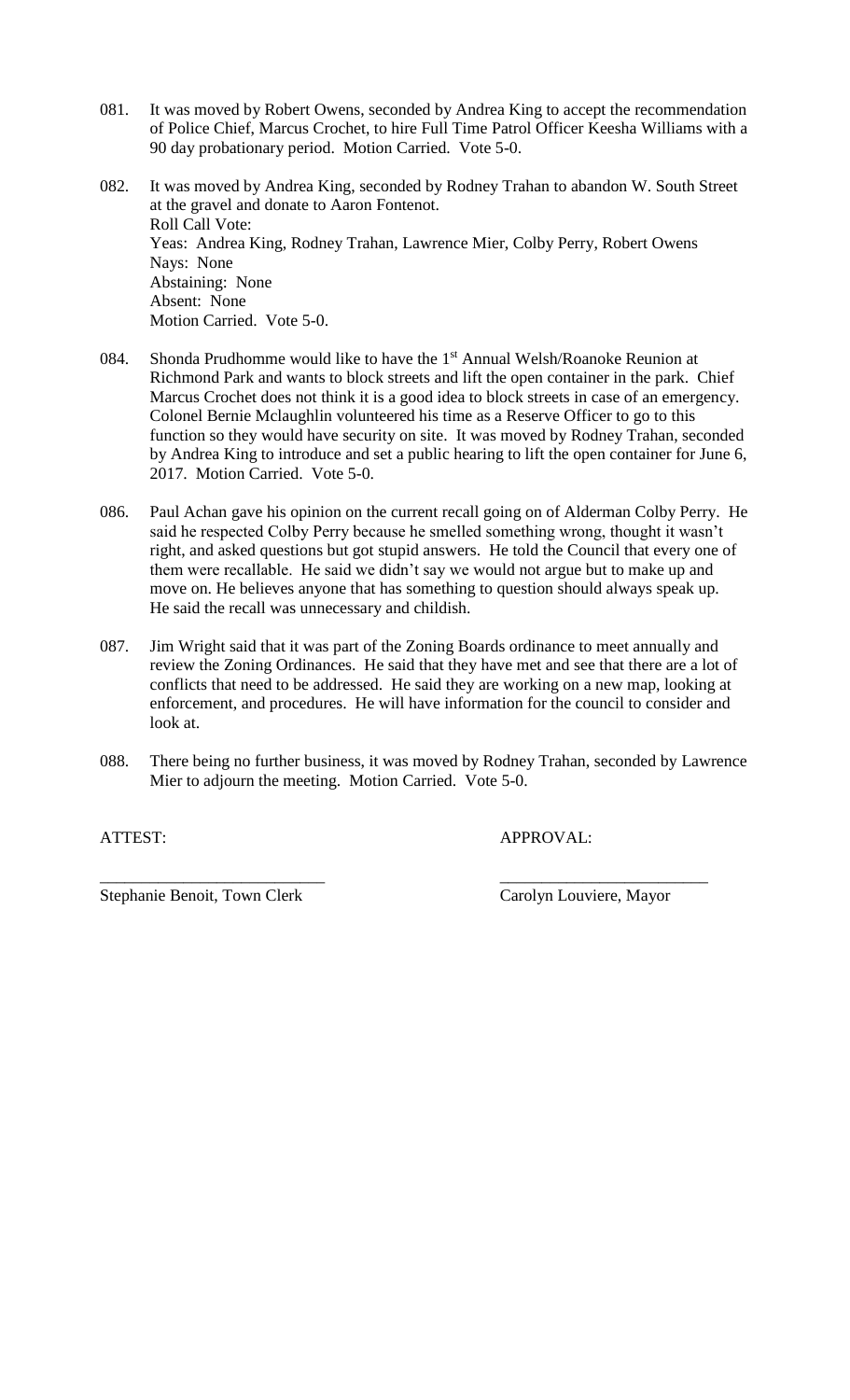081. It was moved by Robert Owens, seconded by Andrea King to accept the recommendation of Police Chief, Marcus Crochet, to hire Full Time Patrol Officer Keesha Williams with a 90 day probationary period. Motion Carried. Vote 5-0.

082. It was moved by Andrea King, seconded by Rodney Trahan to abandon W. South Street at the gravel and donate to Aaron Fontenot.
Roll Call Vote:
Yeas: Andrea King, Rodney Trahan, Lawrence Mier, Colby Perry, Robert Owens
Nays: None
Abstaining: None
Absent: None
Motion Carried. Vote 5-0.

084. Shonda Prudhomme would like to have the 1st Annual Welsh/Roanoke Reunion at Richmond Park and wants to block streets and lift the open container in the park. Chief Marcus Crochet does not think it is a good idea to block streets in case of an emergency. Colonel Bernie Mclaughlin volunteered his time as a Reserve Officer to go to this function so they would have security on site. It was moved by Rodney Trahan, seconded by Andrea King to introduce and set a public hearing to lift the open container for June 6, 2017. Motion Carried. Vote 5-0.

086. Paul Achan gave his opinion on the current recall going on of Alderman Colby Perry. He said he respected Colby Perry because he smelled something wrong, thought it wasn't right, and asked questions but got stupid answers. He told the Council that every one of them were recallable. He said we didn't say we would not argue but to make up and move on. He believes anyone that has something to question should always speak up. He said the recall was unnecessary and childish.

087. Jim Wright said that it was part of the Zoning Boards ordinance to meet annually and review the Zoning Ordinances. He said that they have met and see that there are a lot of conflicts that need to be addressed. He said they are working on a new map, looking at enforcement, and procedures. He will have information for the council to consider and look at.

088. There being no further business, it was moved by Rodney Trahan, seconded by Lawrence Mier to adjourn the meeting. Motion Carried. Vote 5-0.

ATTEST: APPROVAL:

\_\_\_\_\_\_\_\_\_\_\_\_\_\_\_\_\_\_\_\_\_\_\_\_\_\_ \_\_\_\_\_\_\_\_\_\_\_\_\_\_\_\_\_\_\_\_\_\_\_\_\_\_

Stephanie Benoit, Town Clerk Carolyn Louviere, Mayor